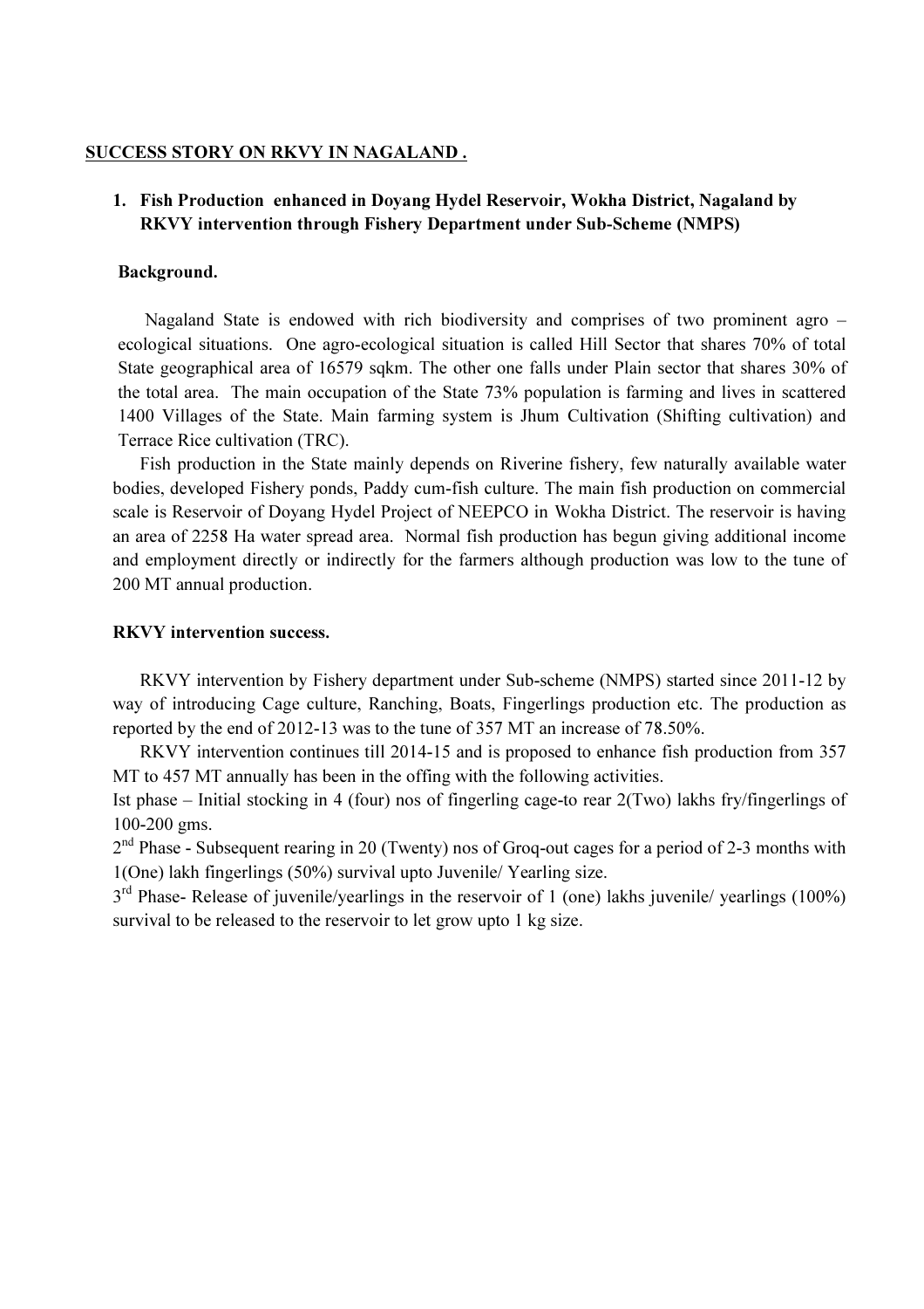# SUCCESS STORY ON RKVY IN NAGALAND .

## 1. Fish Production enhanced in Doyang Hydel Reservoir, Wokha District, Nagaland by RKVY intervention through Fishery Department under Sub-Scheme (NMPS)

### Background.

Nagaland State is endowed with rich biodiversity and comprises of two prominent agro – ecological situations. One agro-ecological situation is called Hill Sector that shares 70% of total State geographical area of 16579 sqkm. The other one falls under Plain sector that shares 30% of the total area. The main occupation of the State 73% population is farming and lives in scattered 1400 Villages of the State. Main farming system is Jhum Cultivation (Shifting cultivation) and Terrace Rice cultivation (TRC).

Fish production in the State mainly depends on Riverine fishery, few naturally available water bodies, developed Fishery ponds, Paddy cum-fish culture. The main fish production on commercial scale is Reservoir of Doyang Hydel Project of NEEPCO in Wokha District. The reservoir is having an area of 2258 Ha water spread area. Normal fish production has begun giving additional income and employment directly or indirectly for the farmers although production was low to the tune of 200 MT annual production.

### RKVY intervention success.

RKVY intervention by Fishery department under Sub-scheme (NMPS) started since 2011-12 by way of introducing Cage culture, Ranching, Boats, Fingerlings production etc. The production as reported by the end of 2012-13 was to the tune of 357 MT an increase of 78.50%.

RKVY intervention continues till 2014-15 and is proposed to enhance fish production from 357 MT to 457 MT annually has been in the offing with the following activities.

Ist phase – Initial stocking in 4 (four) nos of fingerling cage-to rear 2(Two) lakhs fry/fingerlings of 100-200 gms.

2nd Phase - Subsequent rearing in 20 (Twenty) nos of Groq-out cages for a period of 2-3 months with 1(One) lakh fingerlings (50%) survival upto Juvenile/ Yearling size.

3rd Phase- Release of juvenile/yearlings in the reservoir of 1 (one) lakhs juvenile/ yearlings (100%) survival to be released to the reservoir to let grow upto 1 kg size.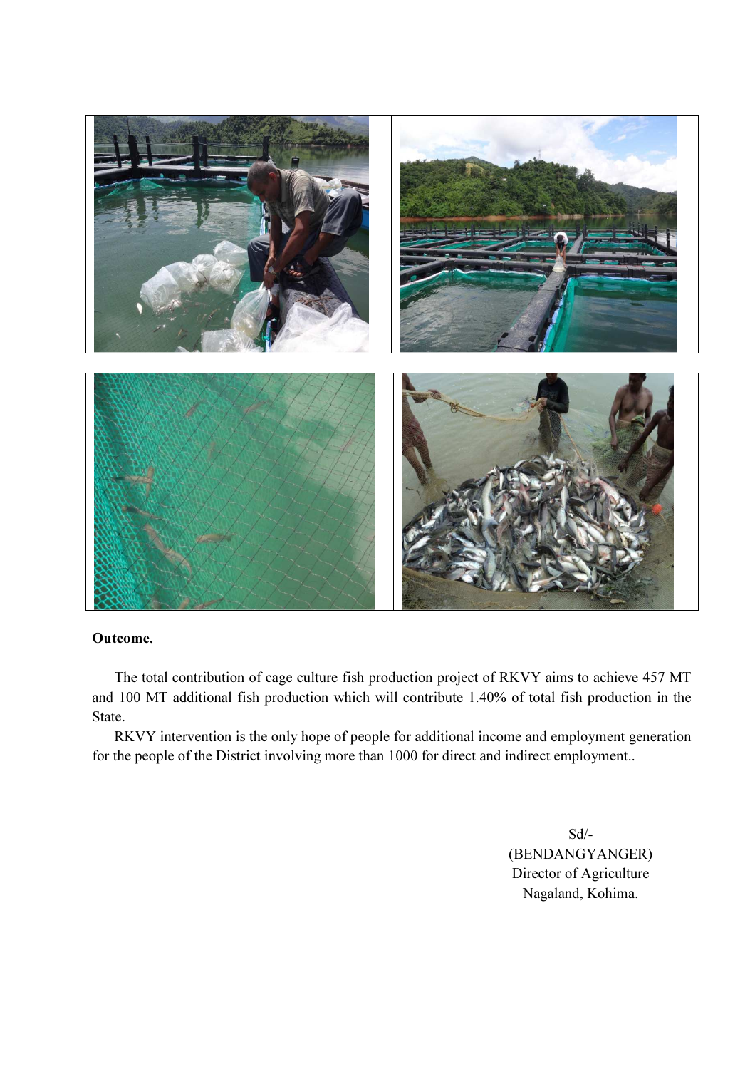**Outcome.**

The total contribution of cage culture fish production project of RKVY aims to achieve 457 MT and 100 MT additional fish production which will contribute 1.40% of total fish production in the State.

RKVY intervention is the only hope of people for additional income and employment generation for the people of the District involving more than 1000 for direct and indirect employment..

Sd/-
(BENDANGYANGER)
Director of Agriculture
Nagaland, Kohima.